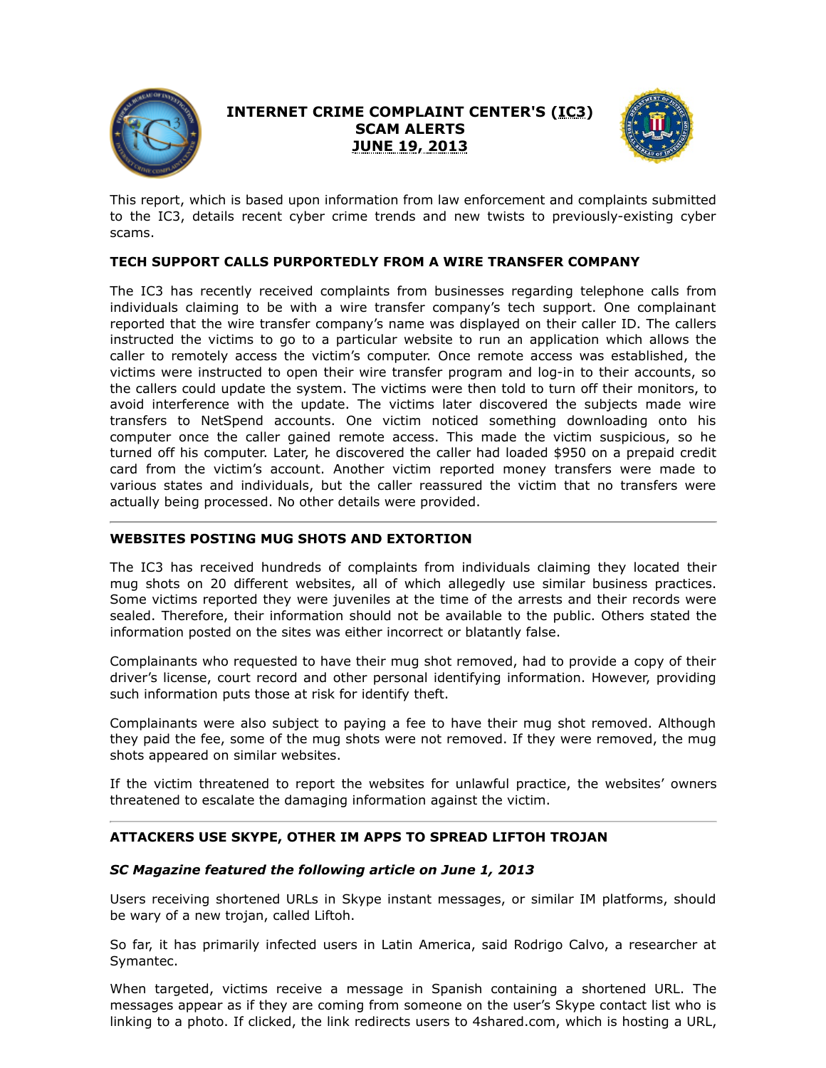# INTERNET CRIME COMPLAINT CENTER'S (IC3) SCAM ALERTS JUNE 19, 2013

This report, which is based upon information from law enforcement and complaints submitted to the IC3, details recent cyber crime trends and new twists to previously-existing cyber scams.

## TECH SUPPORT CALLS PURPORTEDLY FROM A WIRE TRANSFER COMPANY

The IC3 has recently received complaints from businesses regarding telephone calls from individuals claiming to be with a wire transfer company's tech support. One complainant reported that the wire transfer company's name was displayed on their caller ID. The callers instructed the victims to go to a particular website to run an application which allows the caller to remotely access the victim's computer. Once remote access was established, the victims were instructed to open their wire transfer program and log-in to their accounts, so the callers could update the system. The victims were then told to turn off their monitors, to avoid interference with the update. The victims later discovered the subjects made wire transfers to NetSpend accounts. One victim noticed something downloading onto his computer once the caller gained remote access. This made the victim suspicious, so he turned off his computer. Later, he discovered the caller had loaded $950 on a prepaid credit card from the victim's account. Another victim reported money transfers were made to various states and individuals, but the caller reassured the victim that no transfers were actually being processed. No other details were provided.

---

## WEBSITES POSTING MUG SHOTS AND EXTORTION

The IC3 has received hundreds of complaints from individuals claiming they located their mug shots on 20 different websites, all of which allegedly use similar business practices. Some victims reported they were juveniles at the time of the arrests and their records were sealed. Therefore, their information should not be available to the public. Others stated the information posted on the sites was either incorrect or blatantly false.

Complainants who requested to have their mug shot removed, had to provide a copy of their driver's license, court record and other personal identifying information. However, providing such information puts those at risk for identify theft.

Complainants were also subject to paying a fee to have their mug shot removed. Although they paid the fee, some of the mug shots were not removed. If they were removed, the mug shots appeared on similar websites.

If the victim threatened to report the websites for unlawful practice, the websites' owners threatened to escalate the damaging information against the victim.

---

## ATTACKERS USE SKYPE, OTHER IM APPS TO SPREAD LIFTOH TROJAN

***SC Magazine featured the following article on June 1, 2013***

Users receiving shortened URLs in Skype instant messages, or similar IM platforms, should be wary of a new trojan, called Liftoh.

So far, it has primarily infected users in Latin America, said Rodrigo Calvo, a researcher at Symantec.

When targeted, victims receive a message in Spanish containing a shortened URL. The messages appear as if they are coming from someone on the user's Skype contact list who is linking to a photo. If clicked, the link redirects users to 4shared.com, which is hosting a URL,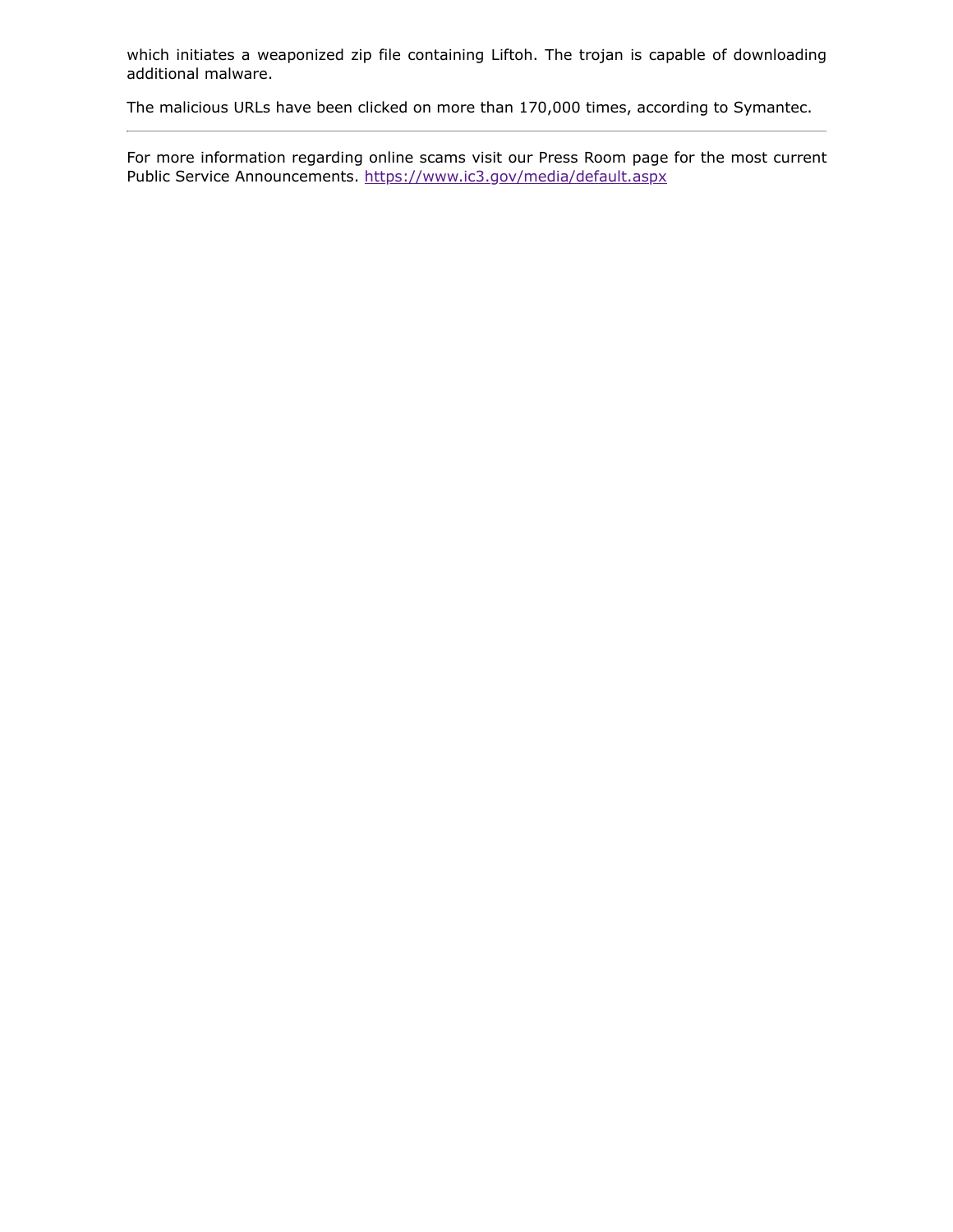which initiates a weaponized zip file containing Liftoh. The trojan is capable of downloading additional malware.

The malicious URLs have been clicked on more than 170,000 times, according to Symantec.

---

For more information regarding online scams visit our Press Room page for the most current Public Service Announcements. https://www.ic3.gov/media/default.aspx